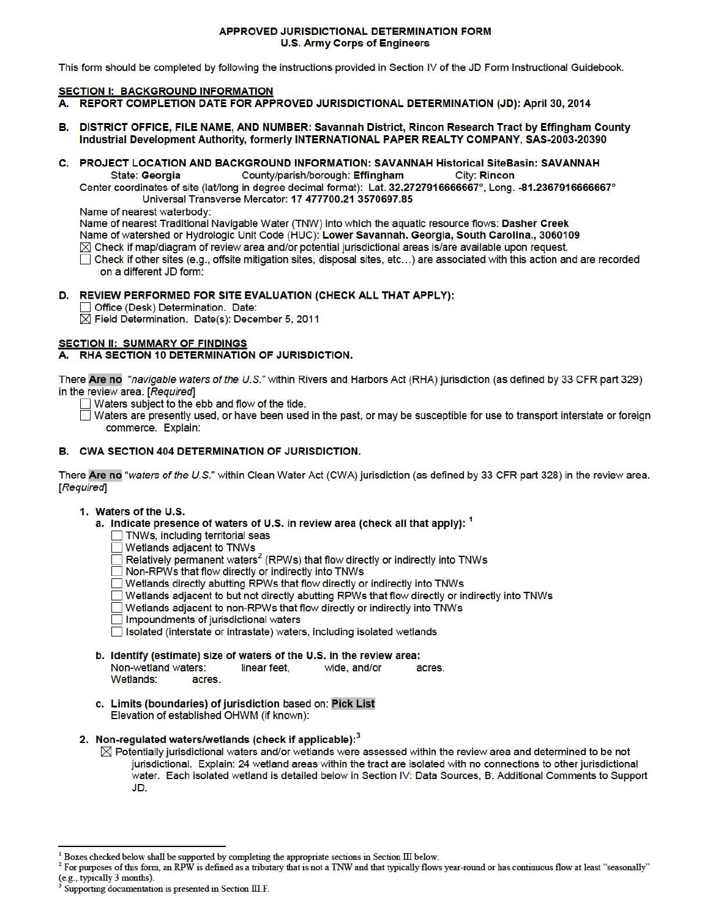**APPROVED JURISDICTIONAL DETERMINATION FORM**
**U.S. Army Corps of Engineers**

This form should be completed by following the instructions provided in Section IV of the JD Form Instructional Guidebook.

## SECTION I: BACKGROUND INFORMATION

**A. REPORT COMPLETION DATE FOR APPROVED JURISDICTIONAL DETERMINATION (JD): April 30, 2014**

**B. DISTRICT OFFICE, FILE NAME, AND NUMBER: Savannah District, Rincon Research Tract by Effingham County Industrial Development Authority, formerly INTERNATIONAL PAPER REALTY COMPANY, SAS-2003-20390**

**C. PROJECT LOCATION AND BACKGROUND INFORMATION: SAVANNAH Historical SiteBasin: SAVANNAH**
State: **Georgia** County/parish/borough: **Effingham** City: **Rincon**
Center coordinates of site (lat/long in degree decimal format): Lat. **32.2727916666667°**, Long. **-81.2367916666667°**
Universal Transverse Mercator: **17 477700.21 3570697.85**
Name of nearest waterbody:
Name of nearest Traditional Navigable Water (TNW) into which the aquatic resource flows: **Dasher Creek**
Name of watershed or Hydrologic Unit Code (HUC): **Lower Savannah. Georgia, South Carolina., 3060109**
☒ Check if map/diagram of review area and/or potential jurisdictional areas is/are available upon request.
☐ Check if other sites (e.g., offsite mitigation sites, disposal sites, etc…) are associated with this action and are recorded on a different JD form:

**D. REVIEW PERFORMED FOR SITE EVALUATION (CHECK ALL THAT APPLY):**
☐ Office (Desk) Determination. Date:
☒ Field Determination. Date(s): December 5, 2011

## SECTION II: SUMMARY OF FINDINGS

**A. RHA SECTION 10 DETERMINATION OF JURISDICTION.**

There **Are no** "*navigable waters of the U.S.*" within Rivers and Harbors Act (RHA) jurisdiction (as defined by 33 CFR part 329) in the review area. [*Required*]
☐ Waters subject to the ebb and flow of the tide.
☐ Waters are presently used, or have been used in the past, or may be susceptible for use to transport interstate or foreign commerce. Explain:

**B. CWA SECTION 404 DETERMINATION OF JURISDICTION.**

There **Are no** "*waters of the U.S.*" within Clean Water Act (CWA) jurisdiction (as defined by 33 CFR part 328) in the review area. [*Required*]

1. **Waters of the U.S.**
   a. **Indicate presence of waters of U.S. in review area (check all that apply):** [1]
      ☐ TNWs, including territorial seas
      ☐ Wetlands adjacent to TNWs
      ☐ Relatively permanent waters[2] (RPWs) that flow directly or indirectly into TNWs
      ☐ Non-RPWs that flow directly or indirectly into TNWs
      ☐ Wetlands directly abutting RPWs that flow directly or indirectly into TNWs
      ☐ Wetlands adjacent to but not directly abutting RPWs that flow directly or indirectly into TNWs
      ☐ Wetlands adjacent to non-RPWs that flow directly or indirectly into TNWs
      ☐ Impoundments of jurisdictional waters
      ☐ Isolated (interstate or intrastate) waters, including isolated wetlands

   b. **Identify (estimate) size of waters of the U.S. in the review area:**
      Non-wetland waters: linear feet, wide, and/or acres.
      Wetlands: acres.

   c. **Limits (boundaries) of jurisdiction** based on: **Pick List**
      Elevation of established OHWM (if known):

2. **Non-regulated waters/wetlands (check if applicable):**[3]
   ☒ Potentially jurisdictional waters and/or wetlands were assessed within the review area and determined to be not jurisdictional. Explain: 24 wetland areas within the tract are isolated with no connections to other jurisdictional water. Each isolated wetland is detailed below in Section IV: Data Sources, B. Additional Comments to Support JD.

---

[1] Boxes checked below shall be supported by completing the appropriate sections in Section III below.
[2] For purposes of this form, an RPW is defined as a tributary that is not a TNW and that typically flows year-round or has continuous flow at least "seasonally" (e.g., typically 3 months).
[3] Supporting documentation is presented in Section III.F.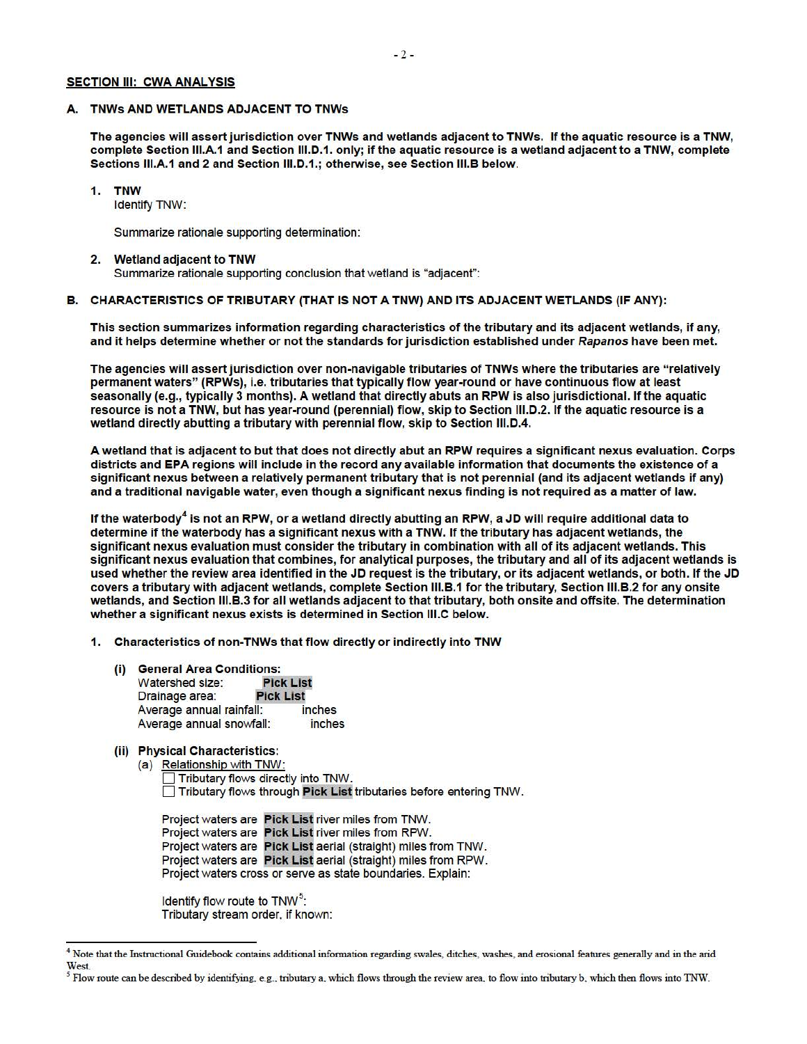## SECTION III: CWA ANALYSIS

### A. TNWs AND WETLANDS ADJACENT TO TNWs

**The agencies will assert jurisdiction over TNWs and wetlands adjacent to TNWs. If the aquatic resource is a TNW, complete Section III.A.1 and Section III.D.1. only; if the aquatic resource is a wetland adjacent to a TNW, complete Sections III.A.1 and 2 and Section III.D.1.; otherwise, see Section III.B below.**

1. **TNW**
   Identify TNW:

   Summarize rationale supporting determination:

2. **Wetland adjacent to TNW**
   Summarize rationale supporting conclusion that wetland is "adjacent":

### B. CHARACTERISTICS OF TRIBUTARY (THAT IS NOT A TNW) AND ITS ADJACENT WETLANDS (IF ANY):

**This section summarizes information regarding characteristics of the tributary and its adjacent wetlands, if any, and it helps determine whether or not the standards for jurisdiction established under *Rapanos* have been met.**

**The agencies will assert jurisdiction over non-navigable tributaries of TNWs where the tributaries are "relatively permanent waters" (RPWs), i.e. tributaries that typically flow year-round or have continuous flow at least seasonally (e.g., typically 3 months). A wetland that directly abuts an RPW is also jurisdictional. If the aquatic resource is not a TNW, but has year-round (perennial) flow, skip to Section III.D.2. If the aquatic resource is a wetland directly abutting a tributary with perennial flow, skip to Section III.D.4.**

**A wetland that is adjacent to but that does not directly abut an RPW requires a significant nexus evaluation. Corps districts and EPA regions will include in the record any available information that documents the existence of a significant nexus between a relatively permanent tributary that is not perennial (and its adjacent wetlands if any) and a traditional navigable water, even though a significant nexus finding is not required as a matter of law.**

**If the waterbody[4] is not an RPW, or a wetland directly abutting an RPW, a JD will require additional data to determine if the waterbody has a significant nexus with a TNW. If the tributary has adjacent wetlands, the significant nexus evaluation must consider the tributary in combination with all of its adjacent wetlands. This significant nexus evaluation that combines, for analytical purposes, the tributary and all of its adjacent wetlands is used whether the review area identified in the JD request is the tributary, or its adjacent wetlands, or both. If the JD covers a tributary with adjacent wetlands, complete Section III.B.1 for the tributary, Section III.B.2 for any onsite wetlands, and Section III.B.3 for all wetlands adjacent to that tributary, both onsite and offsite. The determination whether a significant nexus exists is determined in Section III.C below.**

1. **Characteristics of non-TNWs that flow directly or indirectly into TNW**

   **(i) General Area Conditions:**
   Watershed size: **Pick List**
   Drainage area: **Pick List**
   Average annual rainfall: inches
   Average annual snowfall: inches

   **(ii) Physical Characteristics:**
   (a) Relationship with TNW:
   - ☐ Tributary flows directly into TNW.
   - ☐ Tributary flows through **Pick List** tributaries before entering TNW.

   Project waters are **Pick List** river miles from TNW.
   Project waters are **Pick List** river miles from RPW.
   Project waters are **Pick List** aerial (straight) miles from TNW.
   Project waters are **Pick List** aerial (straight) miles from RPW.
   Project waters cross or serve as state boundaries. Explain:

   Identify flow route to TNW[5]:
   Tributary stream order, if known:

---

[4] Note that the Instructional Guidebook contains additional information regarding swales, ditches, washes, and erosional features generally and in the arid West.

[5] Flow route can be described by identifying, e.g., tributary a, which flows through the review area, to flow into tributary b, which then flows into TNW.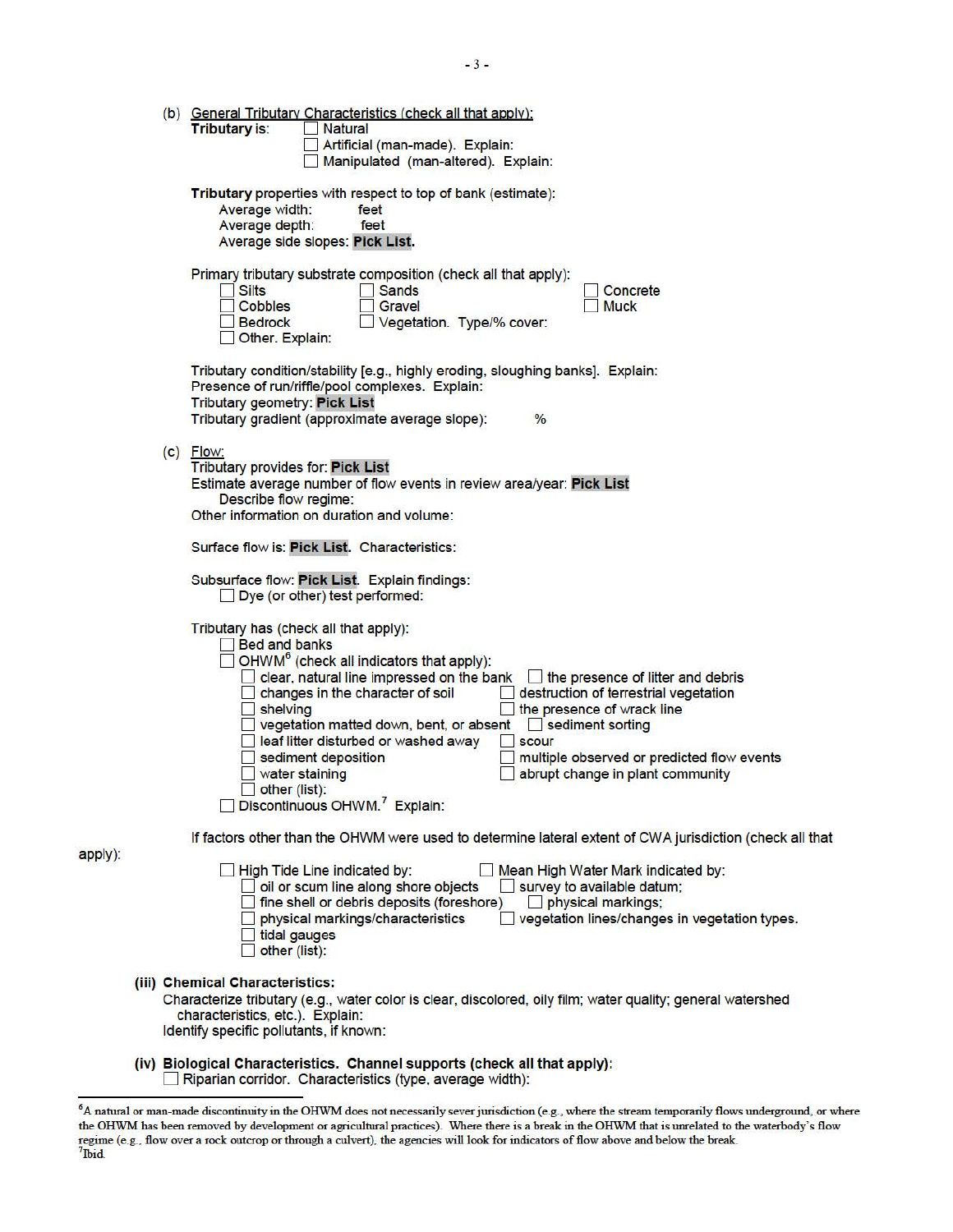(b) General Tributary Characteristics (check all that apply):

**Tributary** is: ☐ Natural
☐ Artificial (man-made). Explain:
☐ Manipulated (man-altered). Explain:

**Tributary** properties with respect to top of bank (estimate):
Average width: feet
Average depth: feet
Average side slopes: **Pick List**.

Primary tributary substrate composition (check all that apply):

☐ Silts
☐ Sands
☐ Concrete
☐ Cobbles
☐ Gravel
☐ Muck
☐ Bedrock
☐ Vegetation. Type/% cover:
☐ Other. Explain:

Tributary condition/stability [e.g., highly eroding, sloughing banks]. Explain:
Presence of run/riffle/pool complexes. Explain:
Tributary geometry: **Pick List**
Tributary gradient (approximate average slope): %

(c) Flow:
Tributary provides for: **Pick List**
Estimate average number of flow events in review area/year: **Pick List**
Describe flow regime:
Other information on duration and volume:

Surface flow is: **Pick List**. Characteristics:

Subsurface flow: **Pick List**. Explain findings:
☐ Dye (or other) test performed:

Tributary has (check all that apply):
☐ Bed and banks
☐ OHWM[6] (check all indicators that apply):
☐ clear, natural line impressed on the bank
☐ the presence of litter and debris
☐ changes in the character of soil
☐ destruction of terrestrial vegetation
☐ shelving
☐ the presence of wrack line
☐ vegetation matted down, bent, or absent
☐ sediment sorting
☐ leaf litter disturbed or washed away
☐ scour
☐ sediment deposition
☐ multiple observed or predicted flow events
☐ water staining
☐ abrupt change in plant community
☐ other (list):
☐ Discontinuous OHWM.[7] Explain:

If factors other than the OHWM were used to determine lateral extent of CWA jurisdiction (check all that apply):

☐ High Tide Line indicated by:
☐ oil or scum line along shore objects
☐ fine shell or debris deposits (foreshore)
☐ physical markings/characteristics
☐ tidal gauges
☐ other (list):

☐ Mean High Water Mark indicated by:
☐ survey to available datum;
☐ physical markings;
☐ vegetation lines/changes in vegetation types.

**(iii) Chemical Characteristics:**
Characterize tributary (e.g., water color is clear, discolored, oily film; water quality; general watershed characteristics, etc.). Explain:
Identify specific pollutants, if known:

**(iv) Biological Characteristics. Channel supports (check all that apply):**
☐ Riparian corridor. Characteristics (type, average width):

---

[6] A natural or man-made discontinuity in the OHWM does not necessarily sever jurisdiction (e.g., where the stream temporarily flows underground, or where the OHWM has been removed by development or agricultural practices). Where there is a break in the OHWM that is unrelated to the waterbody's flow regime (e.g., flow over a rock outcrop or through a culvert), the agencies will look for indicators of flow above and below the break.

[7] Ibid.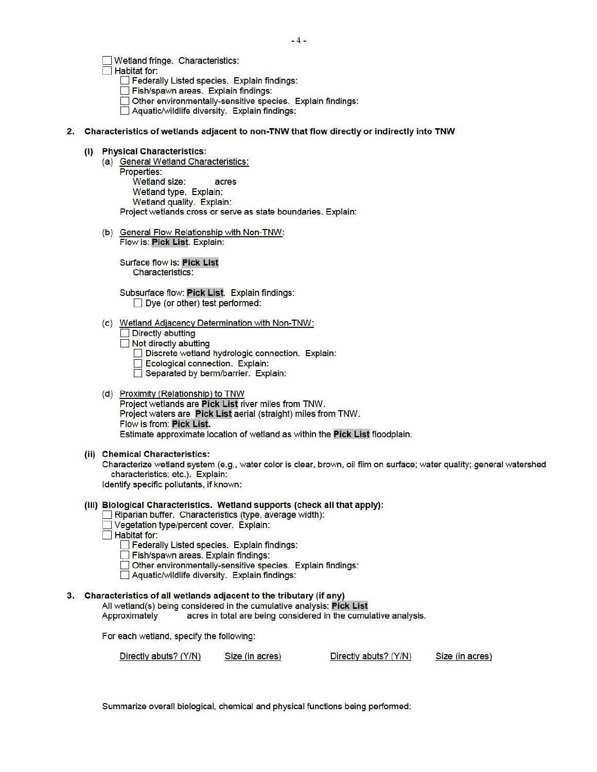- ☐ Wetland fringe. Characteristics:
- ☐ Habitat for:
  - ☐ Federally Listed species. Explain findings:
  - ☐ Fish/spawn areas. Explain findings:
  - ☐ Other environmentally-sensitive species. Explain findings:
  - ☐ Aquatic/wildlife diversity. Explain findings:

**2. Characteristics of wetlands adjacent to non-TNW that flow directly or indirectly into TNW**

**(i) Physical Characteristics:**

(a) General Wetland Characteristics:

Properties:

Wetland size: acres

Wetland type. Explain:

Wetland quality. Explain:

Project wetlands cross or serve as state boundaries. Explain:

(b) General Flow Relationship with Non-TNW:

Flow is: **Pick List**. Explain:

Surface flow is: **Pick List**

Characteristics:

Subsurface flow: **Pick List**. Explain findings:

- ☐ Dye (or other) test performed:

(c) Wetland Adjacency Determination with Non-TNW:

- ☐ Directly abutting
- ☐ Not directly abutting
  - ☐ Discrete wetland hydrologic connection. Explain:
  - ☐ Ecological connection. Explain:
  - ☐ Separated by berm/barrier. Explain:

(d) Proximity (Relationship) to TNW

Project wetlands are **Pick List** river miles from TNW.

Project waters are **Pick List** aerial (straight) miles from TNW.

Flow is from: **Pick List.**

Estimate approximate location of wetland as within the **Pick List** floodplain.

**(ii) Chemical Characteristics:**

Characterize wetland system (e.g., water color is clear, brown, oil film on surface; water quality; general watershed characteristics; etc.). Explain:

Identify specific pollutants, if known:

**(iii) Biological Characteristics. Wetland supports (check all that apply):**

- ☐ Riparian buffer. Characteristics (type, average width):
- ☐ Vegetation type/percent cover. Explain:
- ☐ Habitat for:
  - ☐ Federally Listed species. Explain findings:
  - ☐ Fish/spawn areas. Explain findings:
  - ☐ Other environmentally-sensitive species. Explain findings:
  - ☐ Aquatic/wildlife diversity. Explain findings:

**3. Characteristics of all wetlands adjacent to the tributary (if any)**

All wetland(s) being considered in the cumulative analysis: **Pick List**

Approximately acres in total are being considered in the cumulative analysis.

For each wetland, specify the following:

| Directly abuts? (Y/N) | Size (in acres) | Directly abuts? (Y/N) | Size (in acres) |
|---|---|---|---|
| | | | |

Summarize overall biological, chemical and physical functions being performed: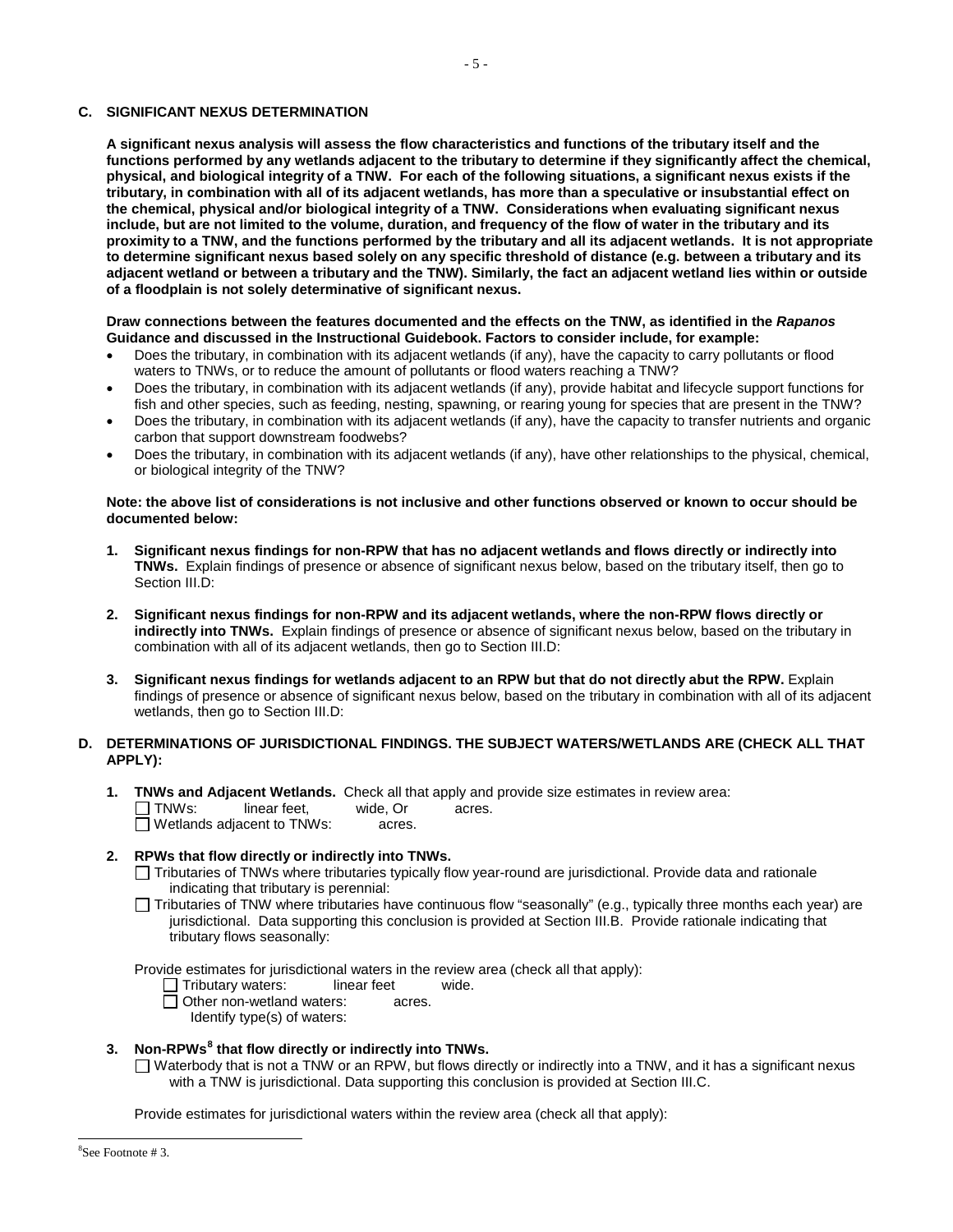### C. SIGNIFICANT NEXUS DETERMINATION

**A significant nexus analysis will assess the flow characteristics and functions of the tributary itself and the functions performed by any wetlands adjacent to the tributary to determine if they significantly affect the chemical, physical, and biological integrity of a TNW. For each of the following situations, a significant nexus exists if the tributary, in combination with all of its adjacent wetlands, has more than a speculative or insubstantial effect on the chemical, physical and/or biological integrity of a TNW. Considerations when evaluating significant nexus include, but are not limited to the volume, duration, and frequency of the flow of water in the tributary and its proximity to a TNW, and the functions performed by the tributary and all its adjacent wetlands. It is not appropriate to determine significant nexus based solely on any specific threshold of distance (e.g. between a tributary and its adjacent wetland or between a tributary and the TNW). Similarly, the fact an adjacent wetland lies within or outside of a floodplain is not solely determinative of significant nexus.**

**Draw connections between the features documented and the effects on the TNW, as identified in the *Rapanos* Guidance and discussed in the Instructional Guidebook. Factors to consider include, for example:**

- Does the tributary, in combination with its adjacent wetlands (if any), have the capacity to carry pollutants or flood waters to TNWs, or to reduce the amount of pollutants or flood waters reaching a TNW?
- Does the tributary, in combination with its adjacent wetlands (if any), provide habitat and lifecycle support functions for fish and other species, such as feeding, nesting, spawning, or rearing young for species that are present in the TNW?
- Does the tributary, in combination with its adjacent wetlands (if any), have the capacity to transfer nutrients and organic carbon that support downstream foodwebs?
- Does the tributary, in combination with its adjacent wetlands (if any), have other relationships to the physical, chemical, or biological integrity of the TNW?

**Note: the above list of considerations is not inclusive and other functions observed or known to occur should be documented below:**

1. **Significant nexus findings for non-RPW that has no adjacent wetlands and flows directly or indirectly into TNWs.** Explain findings of presence or absence of significant nexus below, based on the tributary itself, then go to Section III.D:

2. **Significant nexus findings for non-RPW and its adjacent wetlands, where the non-RPW flows directly or indirectly into TNWs.** Explain findings of presence or absence of significant nexus below, based on the tributary in combination with all of its adjacent wetlands, then go to Section III.D:

3. **Significant nexus findings for wetlands adjacent to an RPW but that do not directly abut the RPW.** Explain findings of presence or absence of significant nexus below, based on the tributary in combination with all of its adjacent wetlands, then go to Section III.D:

### D. DETERMINATIONS OF JURISDICTIONAL FINDINGS. THE SUBJECT WATERS/WETLANDS ARE (CHECK ALL THAT APPLY):

1. **TNWs and Adjacent Wetlands.** Check all that apply and provide size estimates in review area:
   - ☐ TNWs: linear feet, wide, Or acres.
   - ☐ Wetlands adjacent to TNWs: acres.

2. **RPWs that flow directly or indirectly into TNWs.**
   - ☐ Tributaries of TNWs where tributaries typically flow year-round are jurisdictional. Provide data and rationale indicating that tributary is perennial:
   - ☐ Tributaries of TNW where tributaries have continuous flow "seasonally" (e.g., typically three months each year) are jurisdictional. Data supporting this conclusion is provided at Section III.B. Provide rationale indicating that tributary flows seasonally:

   Provide estimates for jurisdictional waters in the review area (check all that apply):
   - ☐ Tributary waters: linear feet wide.
   - ☐ Other non-wetland waters: acres.
     Identify type(s) of waters:

3. **Non-RPWs[8] that flow directly or indirectly into TNWs.**
   - ☐ Waterbody that is not a TNW or an RPW, but flows directly or indirectly into a TNW, and it has a significant nexus with a TNW is jurisdictional. Data supporting this conclusion is provided at Section III.C.

   Provide estimates for jurisdictional waters within the review area (check all that apply):

---

[8]See Footnote # 3.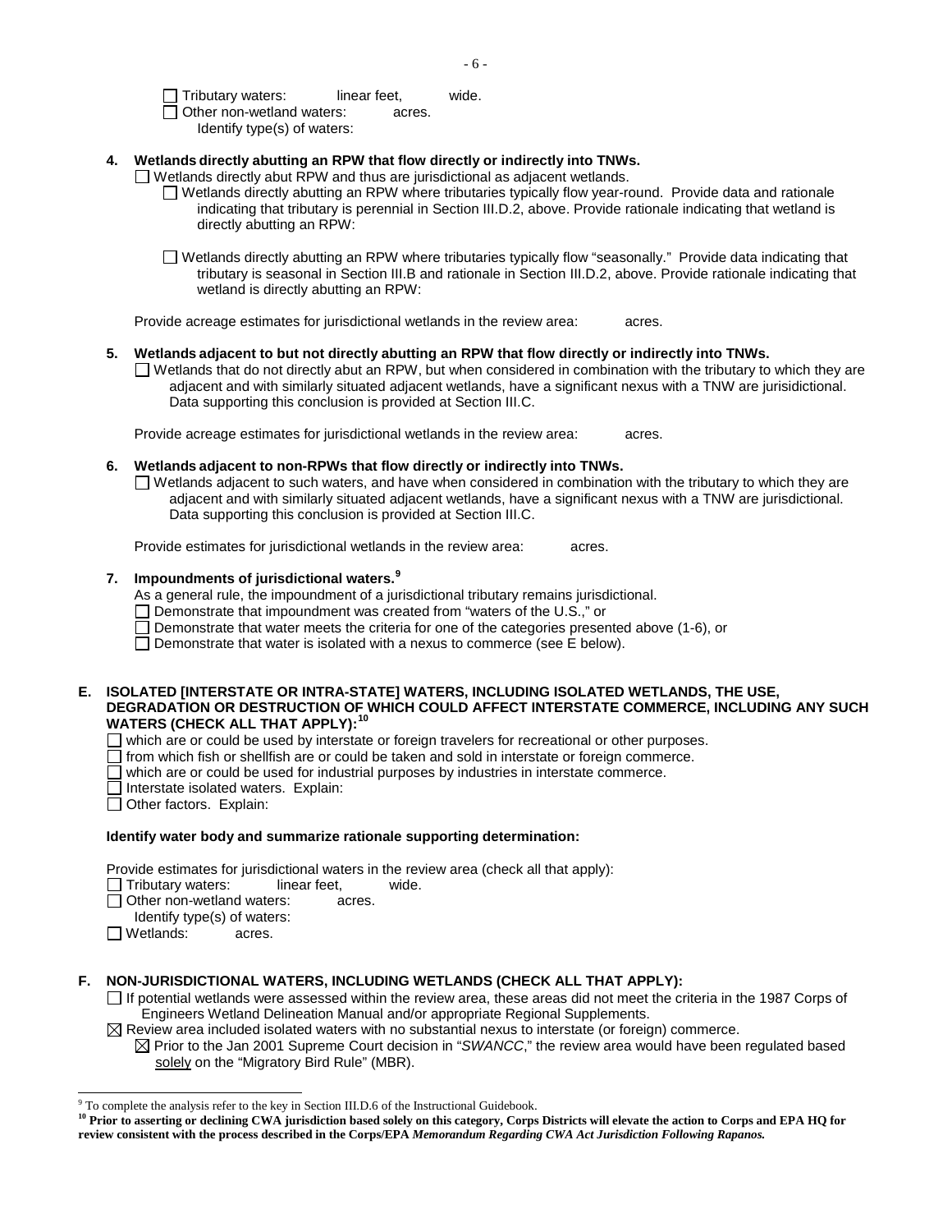☐ Tributary waters: linear feet, wide.
☐ Other non-wetland waters: acres.
Identify type(s) of waters:

**4. Wetlands directly abutting an RPW that flow directly or indirectly into TNWs.**

☐ Wetlands directly abut RPW and thus are jurisdictional as adjacent wetlands.

☐ Wetlands directly abutting an RPW where tributaries typically flow year-round. Provide data and rationale indicating that tributary is perennial in Section III.D.2, above. Provide rationale indicating that wetland is directly abutting an RPW:

☐ Wetlands directly abutting an RPW where tributaries typically flow "seasonally." Provide data indicating that tributary is seasonal in Section III.B and rationale in Section III.D.2, above. Provide rationale indicating that wetland is directly abutting an RPW:

Provide acreage estimates for jurisdictional wetlands in the review area: acres.

**5. Wetlands adjacent to but not directly abutting an RPW that flow directly or indirectly into TNWs.**

☐ Wetlands that do not directly abut an RPW, but when considered in combination with the tributary to which they are adjacent and with similarly situated adjacent wetlands, have a significant nexus with a TNW are jurisdictional. Data supporting this conclusion is provided at Section III.C.

Provide acreage estimates for jurisdictional wetlands in the review area: acres.

**6. Wetlands adjacent to non-RPWs that flow directly or indirectly into TNWs.**

☐ Wetlands adjacent to such waters, and have when considered in combination with the tributary to which they are adjacent and with similarly situated adjacent wetlands, have a significant nexus with a TNW are jurisdictional. Data supporting this conclusion is provided at Section III.C.

Provide estimates for jurisdictional wetlands in the review area: acres.

**7. Impoundments of jurisdictional waters.[9]**

As a general rule, the impoundment of a jurisdictional tributary remains jurisdictional.
☐ Demonstrate that impoundment was created from "waters of the U.S.," or
☐ Demonstrate that water meets the criteria for one of the categories presented above (1-6), or
☐ Demonstrate that water is isolated with a nexus to commerce (see E below).

**E. ISOLATED [INTERSTATE OR INTRA-STATE] WATERS, INCLUDING ISOLATED WETLANDS, THE USE, DEGRADATION OR DESTRUCTION OF WHICH COULD AFFECT INTERSTATE COMMERCE, INCLUDING ANY SUCH WATERS (CHECK ALL THAT APPLY):[10]**

☐ which are or could be used by interstate or foreign travelers for recreational or other purposes.
☐ from which fish or shellfish are or could be taken and sold in interstate or foreign commerce.
☐ which are or could be used for industrial purposes by industries in interstate commerce.
☐ Interstate isolated waters. Explain:
☐ Other factors. Explain:

**Identify water body and summarize rationale supporting determination:**

Provide estimates for jurisdictional waters in the review area (check all that apply):
☐ Tributary waters: linear feet, wide.
☐ Other non-wetland waters: acres.
Identify type(s) of waters:
☐ Wetlands: acres.

**F. NON-JURISDICTIONAL WATERS, INCLUDING WETLANDS (CHECK ALL THAT APPLY):**

☐ If potential wetlands were assessed within the review area, these areas did not meet the criteria in the 1987 Corps of Engineers Wetland Delineation Manual and/or appropriate Regional Supplements.

☒ Review area included isolated waters with no substantial nexus to interstate (or foreign) commerce.

☒ Prior to the Jan 2001 Supreme Court decision in "*SWANCC*," the review area would have been regulated based solely on the "Migratory Bird Rule" (MBR).

---

[9] To complete the analysis refer to the key in Section III.D.6 of the Instructional Guidebook.

[10] **Prior to asserting or declining CWA jurisdiction based solely on this category, Corps Districts will elevate the action to Corps and EPA HQ for review consistent with the process described in the Corps/EPA *Memorandum Regarding CWA Act Jurisdiction Following Rapanos.***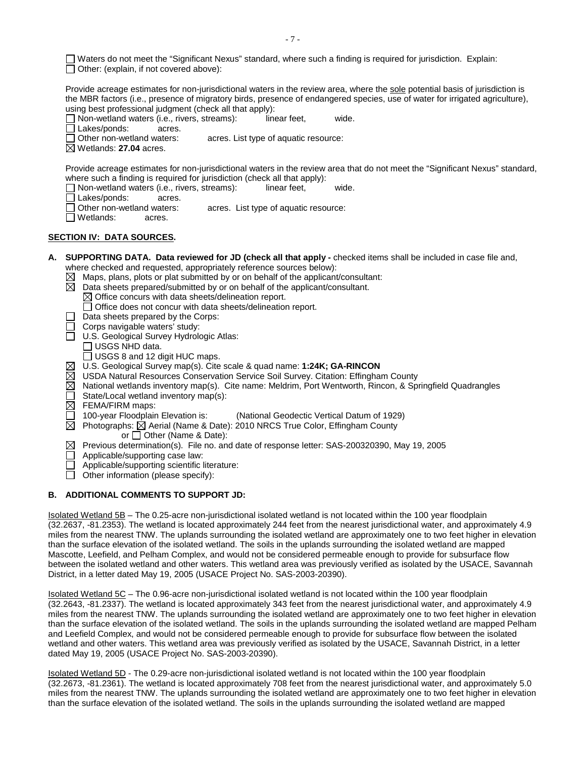☐ Waters do not meet the "Significant Nexus" standard, where such a finding is required for jurisdiction. Explain:
☐ Other: (explain, if not covered above):

Provide acreage estimates for non-jurisdictional waters in the review area, where the sole potential basis of jurisdiction is the MBR factors (i.e., presence of migratory birds, presence of endangered species, use of water for irrigated agriculture), using best professional judgment (check all that apply):
☐ Non-wetland waters (i.e., rivers, streams): linear feet, wide.
☐ Lakes/ponds: acres.
☐ Other non-wetland waters: acres. List type of aquatic resource:
☒ Wetlands: **27.04** acres.

Provide acreage estimates for non-jurisdictional waters in the review area that do not meet the "Significant Nexus" standard, where such a finding is required for jurisdiction (check all that apply):
☐ Non-wetland waters (i.e., rivers, streams): linear feet, wide.
☐ Lakes/ponds: acres.
☐ Other non-wetland waters: acres. List type of aquatic resource:
☐ Wetlands: acres.

## SECTION IV: DATA SOURCES.

**A. SUPPORTING DATA. Data reviewed for JD (check all that apply -** checked items shall be included in case file and, where checked and requested, appropriately reference sources below):

☒ Maps, plans, plots or plat submitted by or on behalf of the applicant/consultant:
☒ Data sheets prepared/submitted by or on behalf of the applicant/consultant.
  ☒ Office concurs with data sheets/delineation report.
  ☐ Office does not concur with data sheets/delineation report.
☐ Data sheets prepared by the Corps:
☐ Corps navigable waters' study:
☐ U.S. Geological Survey Hydrologic Atlas:
  ☐ USGS NHD data.
  ☐ USGS 8 and 12 digit HUC maps.
☒ U.S. Geological Survey map(s). Cite scale & quad name: **1:24K; GA-RINCON**
☒ USDA Natural Resources Conservation Service Soil Survey. Citation: Effingham County
☒ National wetlands inventory map(s). Cite name: Meldrim, Port Wentworth, Rincon, & Springfield Quadrangles
☐ State/Local wetland inventory map(s):
☒ FEMA/FIRM maps:
☐ 100-year Floodplain Elevation is: (National Geodectic Vertical Datum of 1929)
☒ Photographs: ☒ Aerial (Name & Date): 2010 NRCS True Color, Effingham County
  or ☐ Other (Name & Date):
☒ Previous determination(s). File no. and date of response letter: SAS-200320390, May 19, 2005
☐ Applicable/supporting case law:
☐ Applicable/supporting scientific literature:
☐ Other information (please specify):

**B. ADDITIONAL COMMENTS TO SUPPORT JD:**

Isolated Wetland 5B – The 0.25-acre non-jurisdictional isolated wetland is not located within the 100 year floodplain (32.2637, -81.2353). The wetland is located approximately 244 feet from the nearest jurisdictional water, and approximately 4.9 miles from the nearest TNW. The uplands surrounding the isolated wetland are approximately one to two feet higher in elevation than the surface elevation of the isolated wetland. The soils in the uplands surrounding the isolated wetland are mapped Mascotte, Leefield, and Pelham Complex, and would not be considered permeable enough to provide for subsurface flow between the isolated wetland and other waters. This wetland area was previously verified as isolated by the USACE, Savannah District, in a letter dated May 19, 2005 (USACE Project No. SAS-2003-20390).

Isolated Wetland 5C – The 0.96-acre non-jurisdictional isolated wetland is not located within the 100 year floodplain (32.2643, -81.2337). The wetland is located approximately 343 feet from the nearest jurisdictional water, and approximately 4.9 miles from the nearest TNW. The uplands surrounding the isolated wetland are approximately one to two feet higher in elevation than the surface elevation of the isolated wetland. The soils in the uplands surrounding the isolated wetland are mapped Pelham and Leefield Complex, and would not be considered permeable enough to provide for subsurface flow between the isolated wetland and other waters. This wetland area was previously verified as isolated by the USACE, Savannah District, in a letter dated May 19, 2005 (USACE Project No. SAS-2003-20390).

Isolated Wetland 5D - The 0.29-acre non-jurisdictional isolated wetland is not located within the 100 year floodplain (32.2673, -81.2361). The wetland is located approximately 708 feet from the nearest jurisdictional water, and approximately 5.0 miles from the nearest TNW. The uplands surrounding the isolated wetland are approximately one to two feet higher in elevation than the surface elevation of the isolated wetland. The soils in the uplands surrounding the isolated wetland are mapped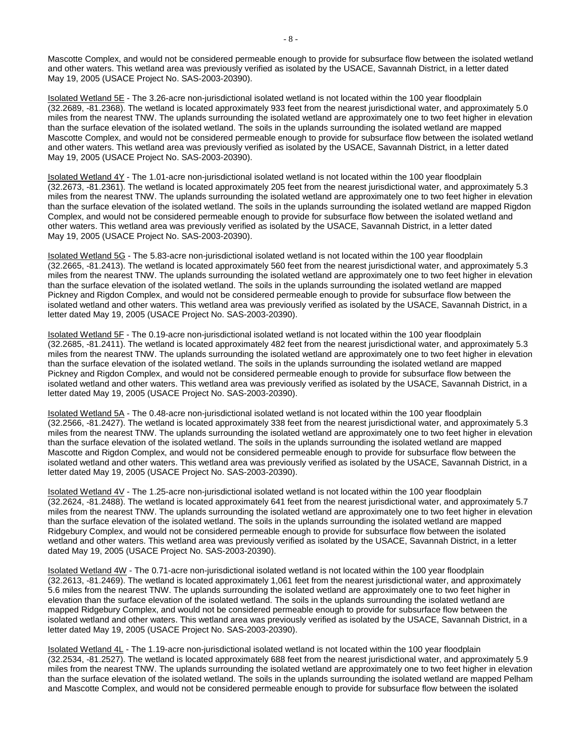Mascotte Complex, and would not be considered permeable enough to provide for subsurface flow between the isolated wetland and other waters. This wetland area was previously verified as isolated by the USACE, Savannah District, in a letter dated May 19, 2005 (USACE Project No. SAS-2003-20390).

<u>Isolated Wetland 5E</u> - The 3.26-acre non-jurisdictional isolated wetland is not located within the 100 year floodplain (32.2689, -81.2368). The wetland is located approximately 933 feet from the nearest jurisdictional water, and approximately 5.0 miles from the nearest TNW. The uplands surrounding the isolated wetland are approximately one to two feet higher in elevation than the surface elevation of the isolated wetland. The soils in the uplands surrounding the isolated wetland are mapped Mascotte Complex, and would not be considered permeable enough to provide for subsurface flow between the isolated wetland and other waters. This wetland area was previously verified as isolated by the USACE, Savannah District, in a letter dated May 19, 2005 (USACE Project No. SAS-2003-20390).

<u>Isolated Wetland 4Y</u> - The 1.01-acre non-jurisdictional isolated wetland is not located within the 100 year floodplain (32.2673, -81.2361). The wetland is located approximately 205 feet from the nearest jurisdictional water, and approximately 5.3 miles from the nearest TNW. The uplands surrounding the isolated wetland are approximately one to two feet higher in elevation than the surface elevation of the isolated wetland. The soils in the uplands surrounding the isolated wetland are mapped Rigdon Complex, and would not be considered permeable enough to provide for subsurface flow between the isolated wetland and other waters. This wetland area was previously verified as isolated by the USACE, Savannah District, in a letter dated May 19, 2005 (USACE Project No. SAS-2003-20390).

<u>Isolated Wetland 5G</u> - The 5.83-acre non-jurisdictional isolated wetland is not located within the 100 year floodplain (32.2665, -81.2413). The wetland is located approximately 560 feet from the nearest jurisdictional water, and approximately 5.3 miles from the nearest TNW. The uplands surrounding the isolated wetland are approximately one to two feet higher in elevation than the surface elevation of the isolated wetland. The soils in the uplands surrounding the isolated wetland are mapped Pickney and Rigdon Complex, and would not be considered permeable enough to provide for subsurface flow between the isolated wetland and other waters. This wetland area was previously verified as isolated by the USACE, Savannah District, in a letter dated May 19, 2005 (USACE Project No. SAS-2003-20390).

<u>Isolated Wetland 5F</u> - The 0.19-acre non-jurisdictional isolated wetland is not located within the 100 year floodplain (32.2685, -81.2411). The wetland is located approximately 482 feet from the nearest jurisdictional water, and approximately 5.3 miles from the nearest TNW. The uplands surrounding the isolated wetland are approximately one to two feet higher in elevation than the surface elevation of the isolated wetland. The soils in the uplands surrounding the isolated wetland are mapped Pickney and Rigdon Complex, and would not be considered permeable enough to provide for subsurface flow between the isolated wetland and other waters. This wetland area was previously verified as isolated by the USACE, Savannah District, in a letter dated May 19, 2005 (USACE Project No. SAS-2003-20390).

<u>Isolated Wetland 5A</u> - The 0.48-acre non-jurisdictional isolated wetland is not located within the 100 year floodplain (32.2566, -81.2427). The wetland is located approximately 338 feet from the nearest jurisdictional water, and approximately 5.3 miles from the nearest TNW. The uplands surrounding the isolated wetland are approximately one to two feet higher in elevation than the surface elevation of the isolated wetland. The soils in the uplands surrounding the isolated wetland are mapped Mascotte and Rigdon Complex, and would not be considered permeable enough to provide for subsurface flow between the isolated wetland and other waters. This wetland area was previously verified as isolated by the USACE, Savannah District, in a letter dated May 19, 2005 (USACE Project No. SAS-2003-20390).

<u>Isolated Wetland 4V</u> - The 1.25-acre non-jurisdictional isolated wetland is not located within the 100 year floodplain (32.2624, -81.2488). The wetland is located approximately 641 feet from the nearest jurisdictional water, and approximately 5.7 miles from the nearest TNW. The uplands surrounding the isolated wetland are approximately one to two feet higher in elevation than the surface elevation of the isolated wetland. The soils in the uplands surrounding the isolated wetland are mapped Ridgebury Complex, and would not be considered permeable enough to provide for subsurface flow between the isolated wetland and other waters. This wetland area was previously verified as isolated by the USACE, Savannah District, in a letter dated May 19, 2005 (USACE Project No. SAS-2003-20390).

<u>Isolated Wetland 4W</u> - The 0.71-acre non-jurisdictional isolated wetland is not located within the 100 year floodplain (32.2613, -81.2469). The wetland is located approximately 1,061 feet from the nearest jurisdictional water, and approximately 5.6 miles from the nearest TNW. The uplands surrounding the isolated wetland are approximately one to two feet higher in elevation than the surface elevation of the isolated wetland. The soils in the uplands surrounding the isolated wetland are mapped Ridgebury Complex, and would not be considered permeable enough to provide for subsurface flow between the isolated wetland and other waters. This wetland area was previously verified as isolated by the USACE, Savannah District, in a letter dated May 19, 2005 (USACE Project No. SAS-2003-20390).

<u>Isolated Wetland 4L</u> - The 1.19-acre non-jurisdictional isolated wetland is not located within the 100 year floodplain (32.2534, -81.2527). The wetland is located approximately 688 feet from the nearest jurisdictional water, and approximately 5.9 miles from the nearest TNW. The uplands surrounding the isolated wetland are approximately one to two feet higher in elevation than the surface elevation of the isolated wetland. The soils in the uplands surrounding the isolated wetland are mapped Pelham and Mascotte Complex, and would not be considered permeable enough to provide for subsurface flow between the isolated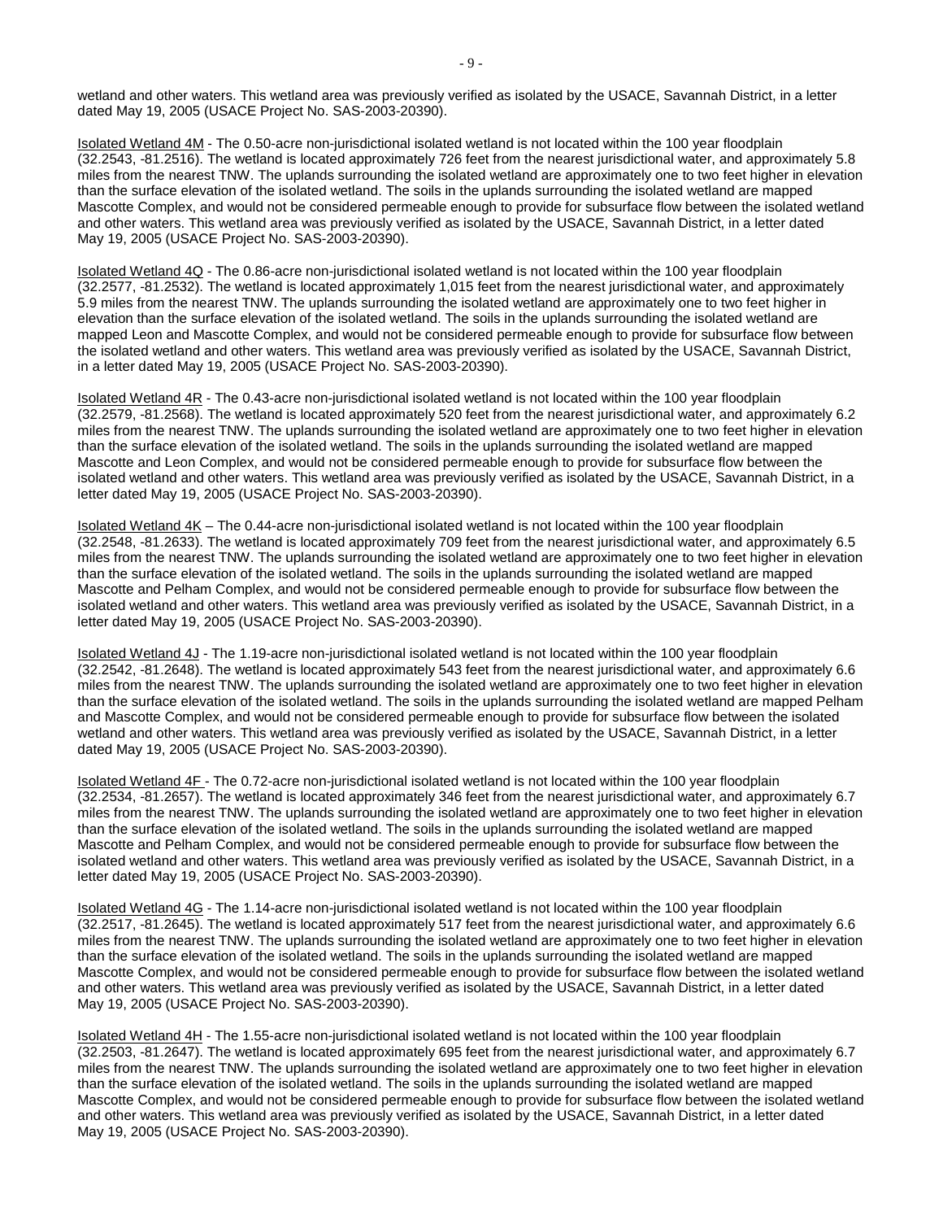wetland and other waters. This wetland area was previously verified as isolated by the USACE, Savannah District, in a letter dated May 19, 2005 (USACE Project No. SAS-2003-20390).

Isolated Wetland 4M - The 0.50-acre non-jurisdictional isolated wetland is not located within the 100 year floodplain (32.2543, -81.2516). The wetland is located approximately 726 feet from the nearest jurisdictional water, and approximately 5.8 miles from the nearest TNW. The uplands surrounding the isolated wetland are approximately one to two feet higher in elevation than the surface elevation of the isolated wetland. The soils in the uplands surrounding the isolated wetland are mapped Mascotte Complex, and would not be considered permeable enough to provide for subsurface flow between the isolated wetland and other waters. This wetland area was previously verified as isolated by the USACE, Savannah District, in a letter dated May 19, 2005 (USACE Project No. SAS-2003-20390).

Isolated Wetland 4Q - The 0.86-acre non-jurisdictional isolated wetland is not located within the 100 year floodplain (32.2577, -81.2532). The wetland is located approximately 1,015 feet from the nearest jurisdictional water, and approximately 5.9 miles from the nearest TNW. The uplands surrounding the isolated wetland are approximately one to two feet higher in elevation than the surface elevation of the isolated wetland. The soils in the uplands surrounding the isolated wetland are mapped Leon and Mascotte Complex, and would not be considered permeable enough to provide for subsurface flow between the isolated wetland and other waters. This wetland area was previously verified as isolated by the USACE, Savannah District, in a letter dated May 19, 2005 (USACE Project No. SAS-2003-20390).

Isolated Wetland 4R - The 0.43-acre non-jurisdictional isolated wetland is not located within the 100 year floodplain (32.2579, -81.2568). The wetland is located approximately 520 feet from the nearest jurisdictional water, and approximately 6.2 miles from the nearest TNW. The uplands surrounding the isolated wetland are approximately one to two feet higher in elevation than the surface elevation of the isolated wetland. The soils in the uplands surrounding the isolated wetland are mapped Mascotte and Leon Complex, and would not be considered permeable enough to provide for subsurface flow between the isolated wetland and other waters. This wetland area was previously verified as isolated by the USACE, Savannah District, in a letter dated May 19, 2005 (USACE Project No. SAS-2003-20390).

Isolated Wetland 4K – The 0.44-acre non-jurisdictional isolated wetland is not located within the 100 year floodplain (32.2548, -81.2633). The wetland is located approximately 709 feet from the nearest jurisdictional water, and approximately 6.5 miles from the nearest TNW. The uplands surrounding the isolated wetland are approximately one to two feet higher in elevation than the surface elevation of the isolated wetland. The soils in the uplands surrounding the isolated wetland are mapped Mascotte and Pelham Complex, and would not be considered permeable enough to provide for subsurface flow between the isolated wetland and other waters. This wetland area was previously verified as isolated by the USACE, Savannah District, in a letter dated May 19, 2005 (USACE Project No. SAS-2003-20390).

Isolated Wetland 4J - The 1.19-acre non-jurisdictional isolated wetland is not located within the 100 year floodplain (32.2542, -81.2648). The wetland is located approximately 543 feet from the nearest jurisdictional water, and approximately 6.6 miles from the nearest TNW. The uplands surrounding the isolated wetland are approximately one to two feet higher in elevation than the surface elevation of the isolated wetland. The soils in the uplands surrounding the isolated wetland are mapped Pelham and Mascotte Complex, and would not be considered permeable enough to provide for subsurface flow between the isolated wetland and other waters. This wetland area was previously verified as isolated by the USACE, Savannah District, in a letter dated May 19, 2005 (USACE Project No. SAS-2003-20390).

Isolated Wetland 4F - The 0.72-acre non-jurisdictional isolated wetland is not located within the 100 year floodplain (32.2534, -81.2657). The wetland is located approximately 346 feet from the nearest jurisdictional water, and approximately 6.7 miles from the nearest TNW. The uplands surrounding the isolated wetland are approximately one to two feet higher in elevation than the surface elevation of the isolated wetland. The soils in the uplands surrounding the isolated wetland are mapped Mascotte and Pelham Complex, and would not be considered permeable enough to provide for subsurface flow between the isolated wetland and other waters. This wetland area was previously verified as isolated by the USACE, Savannah District, in a letter dated May 19, 2005 (USACE Project No. SAS-2003-20390).

Isolated Wetland 4G - The 1.14-acre non-jurisdictional isolated wetland is not located within the 100 year floodplain (32.2517, -81.2645). The wetland is located approximately 517 feet from the nearest jurisdictional water, and approximately 6.6 miles from the nearest TNW. The uplands surrounding the isolated wetland are approximately one to two feet higher in elevation than the surface elevation of the isolated wetland. The soils in the uplands surrounding the isolated wetland are mapped Mascotte Complex, and would not be considered permeable enough to provide for subsurface flow between the isolated wetland and other waters. This wetland area was previously verified as isolated by the USACE, Savannah District, in a letter dated May 19, 2005 (USACE Project No. SAS-2003-20390).

Isolated Wetland 4H - The 1.55-acre non-jurisdictional isolated wetland is not located within the 100 year floodplain (32.2503, -81.2647). The wetland is located approximately 695 feet from the nearest jurisdictional water, and approximately 6.7 miles from the nearest TNW. The uplands surrounding the isolated wetland are approximately one to two feet higher in elevation than the surface elevation of the isolated wetland. The soils in the uplands surrounding the isolated wetland are mapped Mascotte Complex, and would not be considered permeable enough to provide for subsurface flow between the isolated wetland and other waters. This wetland area was previously verified as isolated by the USACE, Savannah District, in a letter dated May 19, 2005 (USACE Project No. SAS-2003-20390).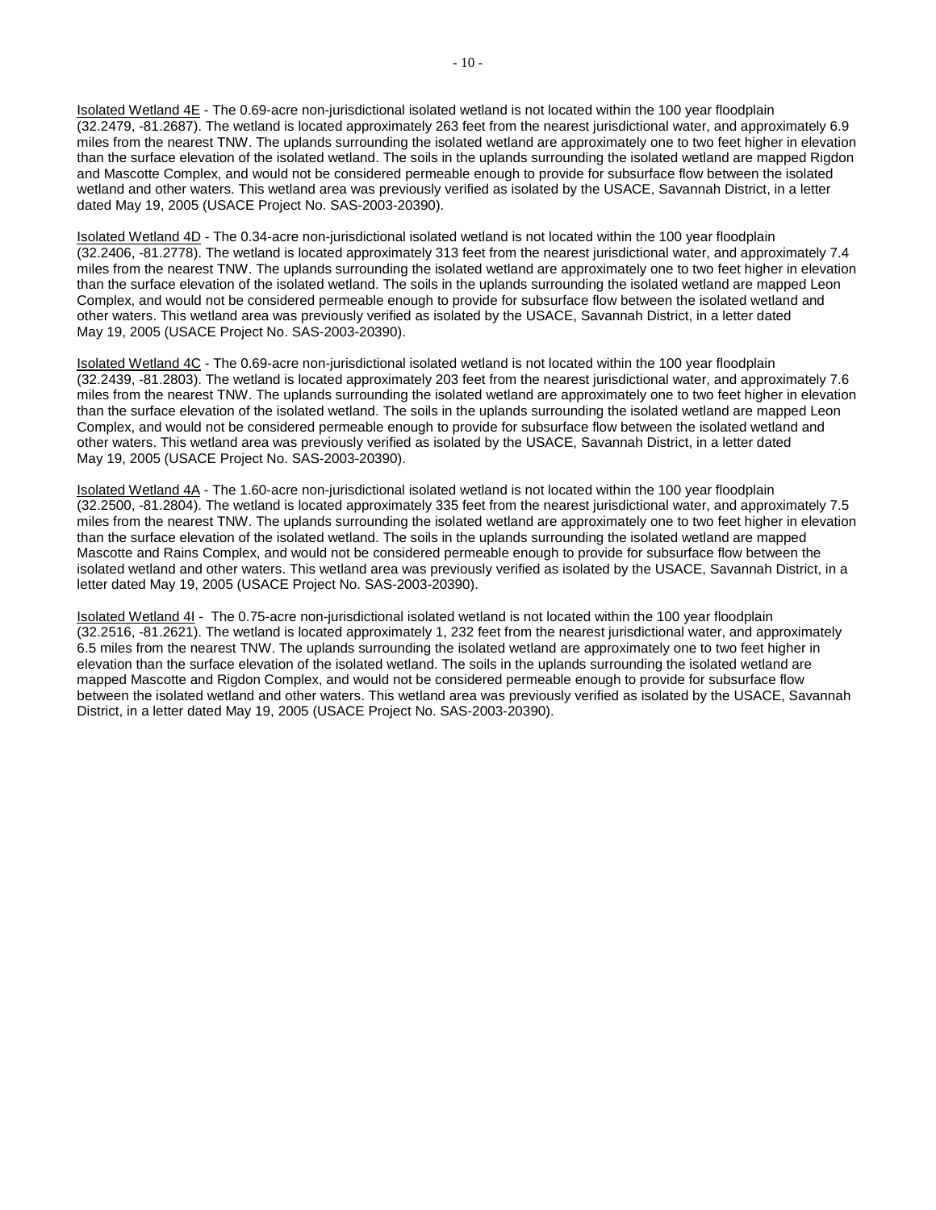Isolated Wetland 4E - The 0.69-acre non-jurisdictional isolated wetland is not located within the 100 year floodplain (32.2479, -81.2687). The wetland is located approximately 263 feet from the nearest jurisdictional water, and approximately 6.9 miles from the nearest TNW. The uplands surrounding the isolated wetland are approximately one to two feet higher in elevation than the surface elevation of the isolated wetland. The soils in the uplands surrounding the isolated wetland are mapped Rigdon and Mascotte Complex, and would not be considered permeable enough to provide for subsurface flow between the isolated wetland and other waters. This wetland area was previously verified as isolated by the USACE, Savannah District, in a letter dated May 19, 2005 (USACE Project No. SAS-2003-20390).

Isolated Wetland 4D - The 0.34-acre non-jurisdictional isolated wetland is not located within the 100 year floodplain (32.2406, -81.2778). The wetland is located approximately 313 feet from the nearest jurisdictional water, and approximately 7.4 miles from the nearest TNW. The uplands surrounding the isolated wetland are approximately one to two feet higher in elevation than the surface elevation of the isolated wetland. The soils in the uplands surrounding the isolated wetland are mapped Leon Complex, and would not be considered permeable enough to provide for subsurface flow between the isolated wetland and other waters. This wetland area was previously verified as isolated by the USACE, Savannah District, in a letter dated May 19, 2005 (USACE Project No. SAS-2003-20390).

Isolated Wetland 4C - The 0.69-acre non-jurisdictional isolated wetland is not located within the 100 year floodplain (32.2439, -81.2803). The wetland is located approximately 203 feet from the nearest jurisdictional water, and approximately 7.6 miles from the nearest TNW. The uplands surrounding the isolated wetland are approximately one to two feet higher in elevation than the surface elevation of the isolated wetland. The soils in the uplands surrounding the isolated wetland are mapped Leon Complex, and would not be considered permeable enough to provide for subsurface flow between the isolated wetland and other waters. This wetland area was previously verified as isolated by the USACE, Savannah District, in a letter dated May 19, 2005 (USACE Project No. SAS-2003-20390).

Isolated Wetland 4A - The 1.60-acre non-jurisdictional isolated wetland is not located within the 100 year floodplain (32.2500, -81.2804). The wetland is located approximately 335 feet from the nearest jurisdictional water, and approximately 7.5 miles from the nearest TNW. The uplands surrounding the isolated wetland are approximately one to two feet higher in elevation than the surface elevation of the isolated wetland. The soils in the uplands surrounding the isolated wetland are mapped Mascotte and Rains Complex, and would not be considered permeable enough to provide for subsurface flow between the isolated wetland and other waters. This wetland area was previously verified as isolated by the USACE, Savannah District, in a letter dated May 19, 2005 (USACE Project No. SAS-2003-20390).

Isolated Wetland 4I - The 0.75-acre non-jurisdictional isolated wetland is not located within the 100 year floodplain (32.2516, -81.2621). The wetland is located approximately 1, 232 feet from the nearest jurisdictional water, and approximately 6.5 miles from the nearest TNW. The uplands surrounding the isolated wetland are approximately one to two feet higher in elevation than the surface elevation of the isolated wetland. The soils in the uplands surrounding the isolated wetland are mapped Mascotte and Rigdon Complex, and would not be considered permeable enough to provide for subsurface flow between the isolated wetland and other waters. This wetland area was previously verified as isolated by the USACE, Savannah District, in a letter dated May 19, 2005 (USACE Project No. SAS-2003-20390).